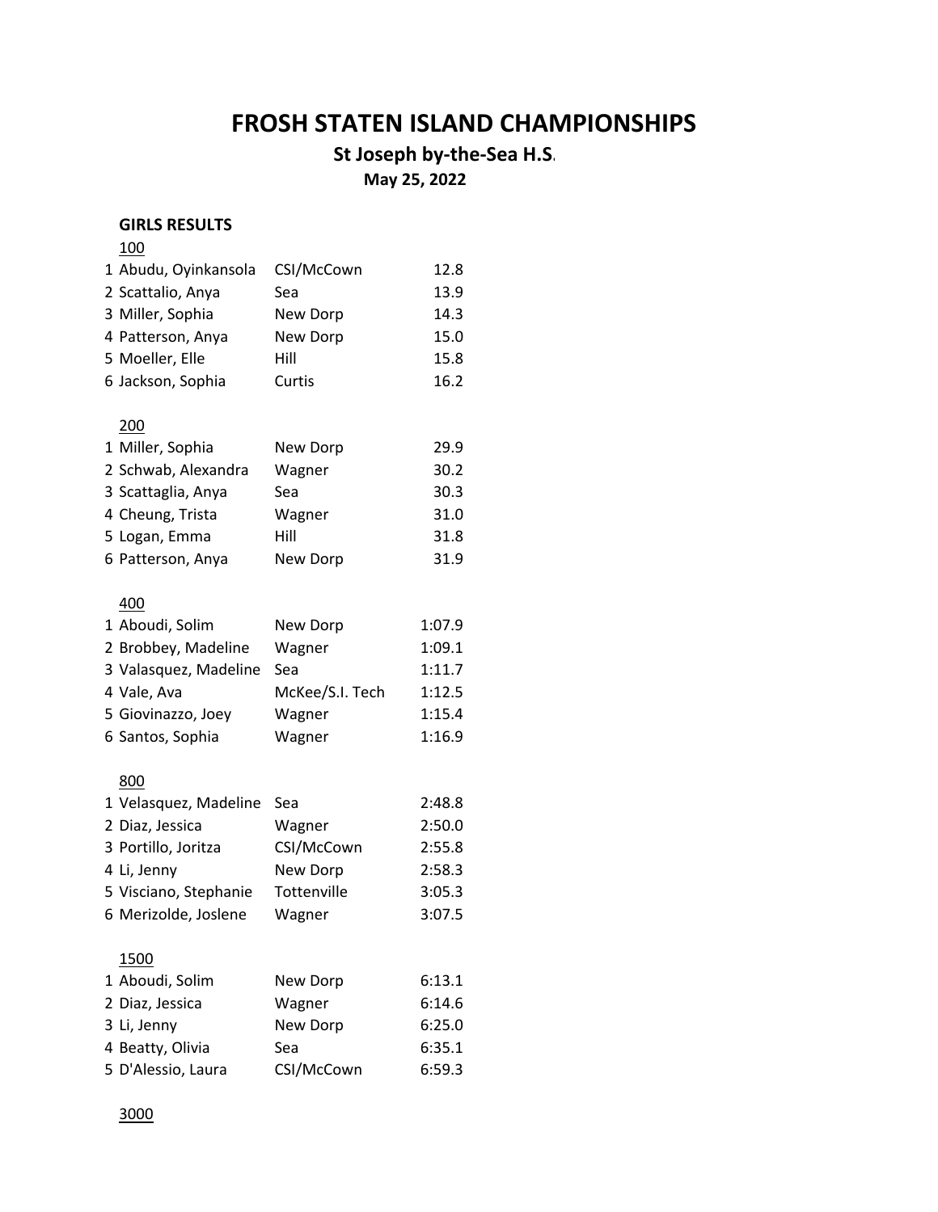# FROSH STATEN ISLAND CHAMPIONSHIPS

## St Joseph by-the-Sea H.S.

**May 25, 2022**

**GIRLS RESULTS**

100

| | Name | School | Time |
|---|---|---|---|
| 1 | Abudu, Oyinkansola | CSI/McCown | 12.8 |
| 2 | Scattalio, Anya | Sea | 13.9 |
| 3 | Miller, Sophia | New Dorp | 14.3 |
| 4 | Patterson, Anya | New Dorp | 15.0 |
| 5 | Moeller, Elle | Hill | 15.8 |
| 6 | Jackson, Sophia | Curtis | 16.2 |

200

| | Name | School | Time |
|---|---|---|---|
| 1 | Miller, Sophia | New Dorp | 29.9 |
| 2 | Schwab, Alexandra | Wagner | 30.2 |
| 3 | Scattaglia, Anya | Sea | 30.3 |
| 4 | Cheung, Trista | Wagner | 31.0 |
| 5 | Logan, Emma | Hill | 31.8 |
| 6 | Patterson, Anya | New Dorp | 31.9 |

400

| | Name | School | Time |
|---|---|---|---|
| 1 | Aboudi, Solim | New Dorp | 1:07.9 |
| 2 | Brobbey, Madeline | Wagner | 1:09.1 |
| 3 | Valasquez, Madeline | Sea | 1:11.7 |
| 4 | Vale, Ava | McKee/S.I. Tech | 1:12.5 |
| 5 | Giovinazzo, Joey | Wagner | 1:15.4 |
| 6 | Santos, Sophia | Wagner | 1:16.9 |

800

| | Name | School | Time |
|---|---|---|---|
| 1 | Velasquez, Madeline | Sea | 2:48.8 |
| 2 | Diaz, Jessica | Wagner | 2:50.0 |
| 3 | Portillo, Joritza | CSI/McCown | 2:55.8 |
| 4 | Li, Jenny | New Dorp | 2:58.3 |
| 5 | Visciano, Stephanie | Tottenville | 3:05.3 |
| 6 | Merizolde, Joslene | Wagner | 3:07.5 |

1500

| | Name | School | Time |
|---|---|---|---|
| 1 | Aboudi, Solim | New Dorp | 6:13.1 |
| 2 | Diaz, Jessica | Wagner | 6:14.6 |
| 3 | Li, Jenny | New Dorp | 6:25.0 |
| 4 | Beatty, Olivia | Sea | 6:35.1 |
| 5 | D'Alessio, Laura | CSI/McCown | 6:59.3 |

3000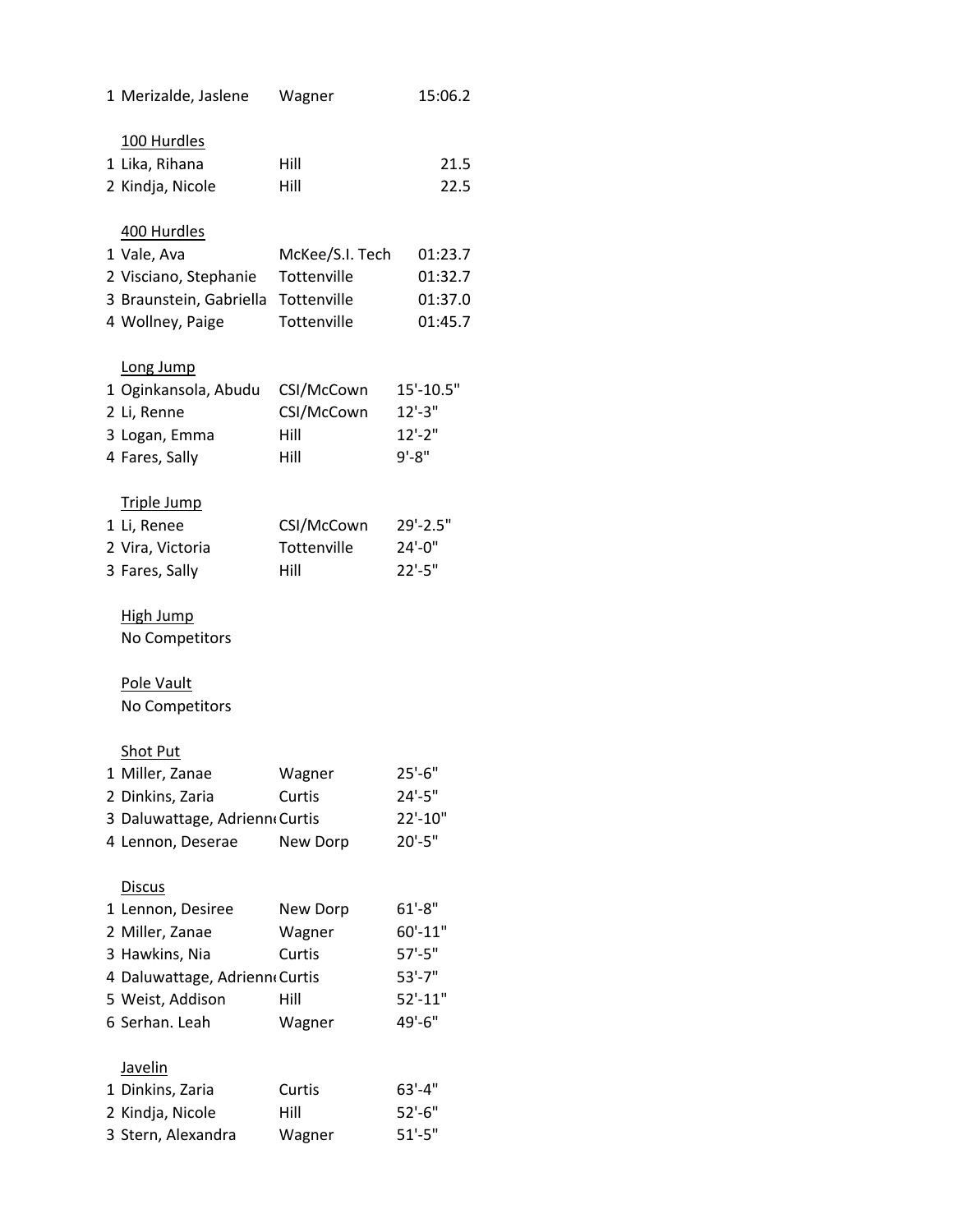1 Merizalde, Jaslene Wagner 15:06.2

### 100 Hurdles

| | | | |
|---|---|---|---|
| 1 | Lika, Rihana | Hill | 21.5 |
| 2 | Kindja, Nicole | Hill | 22.5 |

### 400 Hurdles

| | | | |
|---|---|---|---|
| 1 | Vale, Ava | McKee/S.I. Tech | 01:23.7 |
| 2 | Visciano, Stephanie | Tottenville | 01:32.7 |
| 3 | Braunstein, Gabriella | Tottenville | 01:37.0 |
| 4 | Wollney, Paige | Tottenville | 01:45.7 |

### Long Jump

| | | | |
|---|---|---|---|
| 1 | Oginkansola, Abudu | CSI/McCown | 15'-10.5" |
| 2 | Li, Renne | CSI/McCown | 12'-3" |
| 3 | Logan, Emma | Hill | 12'-2" |
| 4 | Fares, Sally | Hill | 9'-8" |

### Triple Jump

| | | | |
|---|---|---|---|
| 1 | Li, Renee | CSI/McCown | 29'-2.5" |
| 2 | Vira, Victoria | Tottenville | 24'-0" |
| 3 | Fares, Sally | Hill | 22'-5" |

### High Jump

No Competitors

### Pole Vault

No Competitors

### Shot Put

| | | | |
|---|---|---|---|
| 1 | Miller, Zanae | Wagner | 25'-6" |
| 2 | Dinkins, Zaria | Curtis | 24'-5" |
| 3 | Daluwattage, Adrienn | Curtis | 22'-10" |
| 4 | Lennon, Deserae | New Dorp | 20'-5" |

### Discus

| | | | |
|---|---|---|---|
| 1 | Lennon, Desiree | New Dorp | 61'-8" |
| 2 | Miller, Zanae | Wagner | 60'-11" |
| 3 | Hawkins, Nia | Curtis | 57'-5" |
| 4 | Daluwattage, Adrienn | Curtis | 53'-7" |
| 5 | Weist, Addison | Hill | 52'-11" |
| 6 | Serhan. Leah | Wagner | 49'-6" |

### Javelin

| | | | |
|---|---|---|---|
| 1 | Dinkins, Zaria | Curtis | 63'-4" |
| 2 | Kindja, Nicole | Hill | 52'-6" |
| 3 | Stern, Alexandra | Wagner | 51'-5" |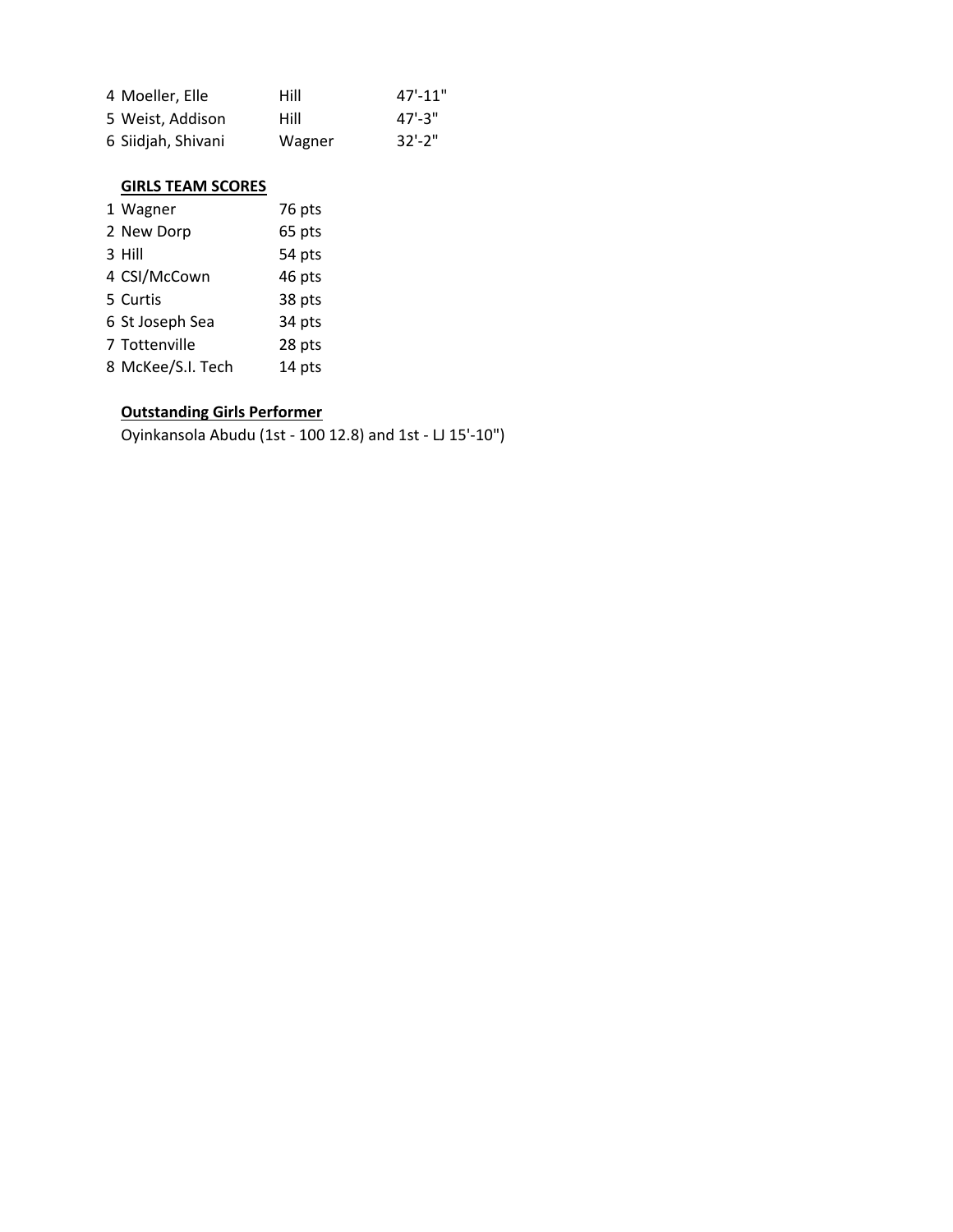| | | | |
|---|---|---|---|
| 4 | Moeller, Elle | Hill | 47'-11" |
| 5 | Weist, Addison | Hill | 47'-3" |
| 6 | Siidjah, Shivani | Wagner | 32'-2" |

**GIRLS TEAM SCORES**

| | | |
|---|---|---|
| 1 | Wagner | 76 pts |
| 2 | New Dorp | 65 pts |
| 3 | Hill | 54 pts |
| 4 | CSI/McCown | 46 pts |
| 5 | Curtis | 38 pts |
| 6 | St Joseph Sea | 34 pts |
| 7 | Tottenville | 28 pts |
| 8 | McKee/S.I. Tech | 14 pts |

**Outstanding Girls Performer**

Oyinkansola Abudu (1st - 100 12.8) and 1st - LJ 15'-10")